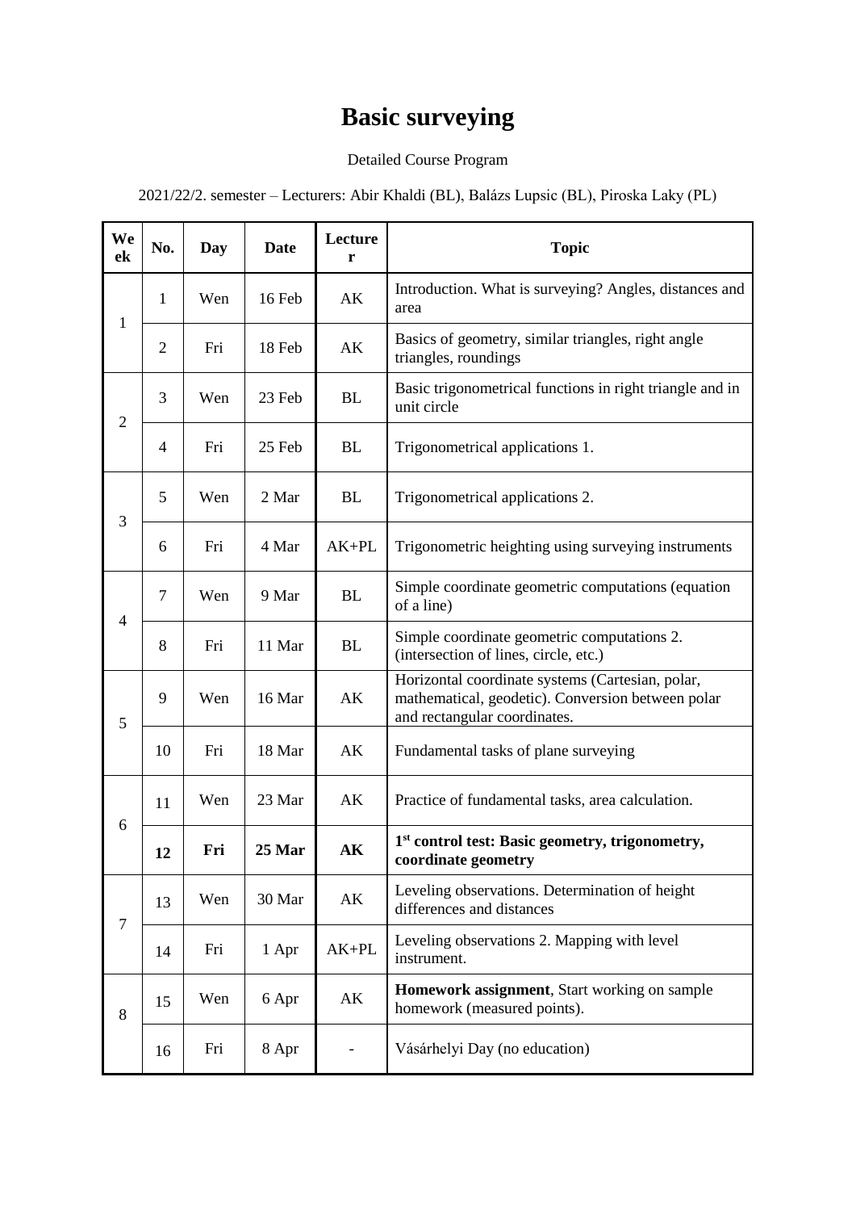# Basic surveying

Detailed Course Program

2021/22/2. semester – Lecturers: Abir Khaldi (BL), Balázs Lupsic (BL), Piroska Laky (PL)

| Week | No. | Day | Date | Lecturer | Topic |
|---|---|---|---|---|---|
| 1 | 1 | Wen | 16 Feb | AK | Introduction. What is surveying? Angles, distances and area |
| | 2 | Fri | 18 Feb | AK | Basics of geometry, similar triangles, right angle triangles, roundings |
| 2 | 3 | Wen | 23 Feb | BL | Basic trigonometrical functions in right triangle and in unit circle |
| | 4 | Fri | 25 Feb | BL | Trigonometrical applications 1. |
| 3 | 5 | Wen | 2 Mar | BL | Trigonometrical applications 2. |
| | 6 | Fri | 4 Mar | AK+PL | Trigonometric heighting using surveying instruments |
| 4 | 7 | Wen | 9 Mar | BL | Simple coordinate geometric computations (equation of a line) |
| | 8 | Fri | 11 Mar | BL | Simple coordinate geometric computations 2. (intersection of lines, circle, etc.) |
| 5 | 9 | Wen | 16 Mar | AK | Horizontal coordinate systems (Cartesian, polar, mathematical, geodetic). Conversion between polar and rectangular coordinates. |
| | 10 | Fri | 18 Mar | AK | Fundamental tasks of plane surveying |
| 6 | 11 | Wen | 23 Mar | AK | Practice of fundamental tasks, area calculation. |
| | **12** | **Fri** | **25 Mar** | **AK** | **1st control test: Basic geometry, trigonometry, coordinate geometry** |
| 7 | 13 | Wen | 30 Mar | AK | Leveling observations. Determination of height differences and distances |
| | 14 | Fri | 1 Apr | AK+PL | Leveling observations 2. Mapping with level instrument. |
| 8 | 15 | Wen | 6 Apr | AK | **Homework assignment**, Start working on sample homework (measured points). |
| | 16 | Fri | 8 Apr | - | Vásárhelyi Day (no education) |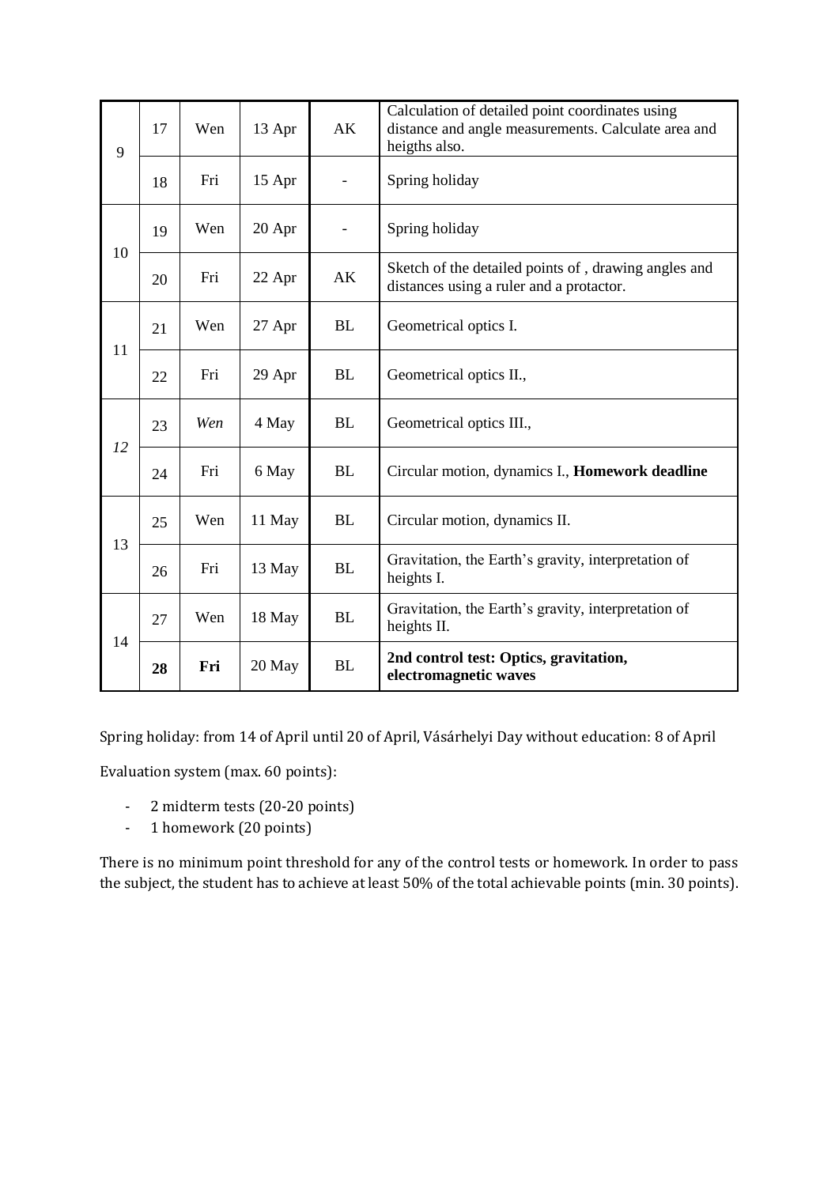| | | | | | |
|---|---|---|---|---|---|
| 9 | 17 | Wen | 13 Apr | AK | Calculation of detailed point coordinates using distance and angle measurements. Calculate area and heigths also. |
| | 18 | Fri | 15 Apr | - | Spring holiday |
| 10 | 19 | Wen | 20 Apr | - | Spring holiday |
| | 20 | Fri | 22 Apr | AK | Sketch of the detailed points of , drawing angles and distances using a ruler and a protactor. |
| 11 | 21 | Wen | 27 Apr | BL | Geometrical optics I. |
| | 22 | Fri | 29 Apr | BL | Geometrical optics II., |
| *12* | 23 | *Wen* | 4 May | BL | Geometrical optics III., |
| | 24 | Fri | 6 May | BL | Circular motion, dynamics I., **Homework deadline** |
| 13 | 25 | Wen | 11 May | BL | Circular motion, dynamics II. |
| | 26 | Fri | 13 May | BL | Gravitation, the Earth's gravity, interpretation of heights I. |
| 14 | 27 | Wen | 18 May | BL | Gravitation, the Earth's gravity, interpretation of heights II. |
| | **28** | **Fri** | 20 May | BL | **2nd control test: Optics, gravitation, electromagnetic waves** |

Spring holiday: from 14 of April until 20 of April, Vásárhelyi Day without education: 8 of April

Evaluation system (max. 60 points):

- 2 midterm tests (20-20 points)
- 1 homework (20 points)

There is no minimum point threshold for any of the control tests or homework. In order to pass the subject, the student has to achieve at least 50% of the total achievable points (min. 30 points).